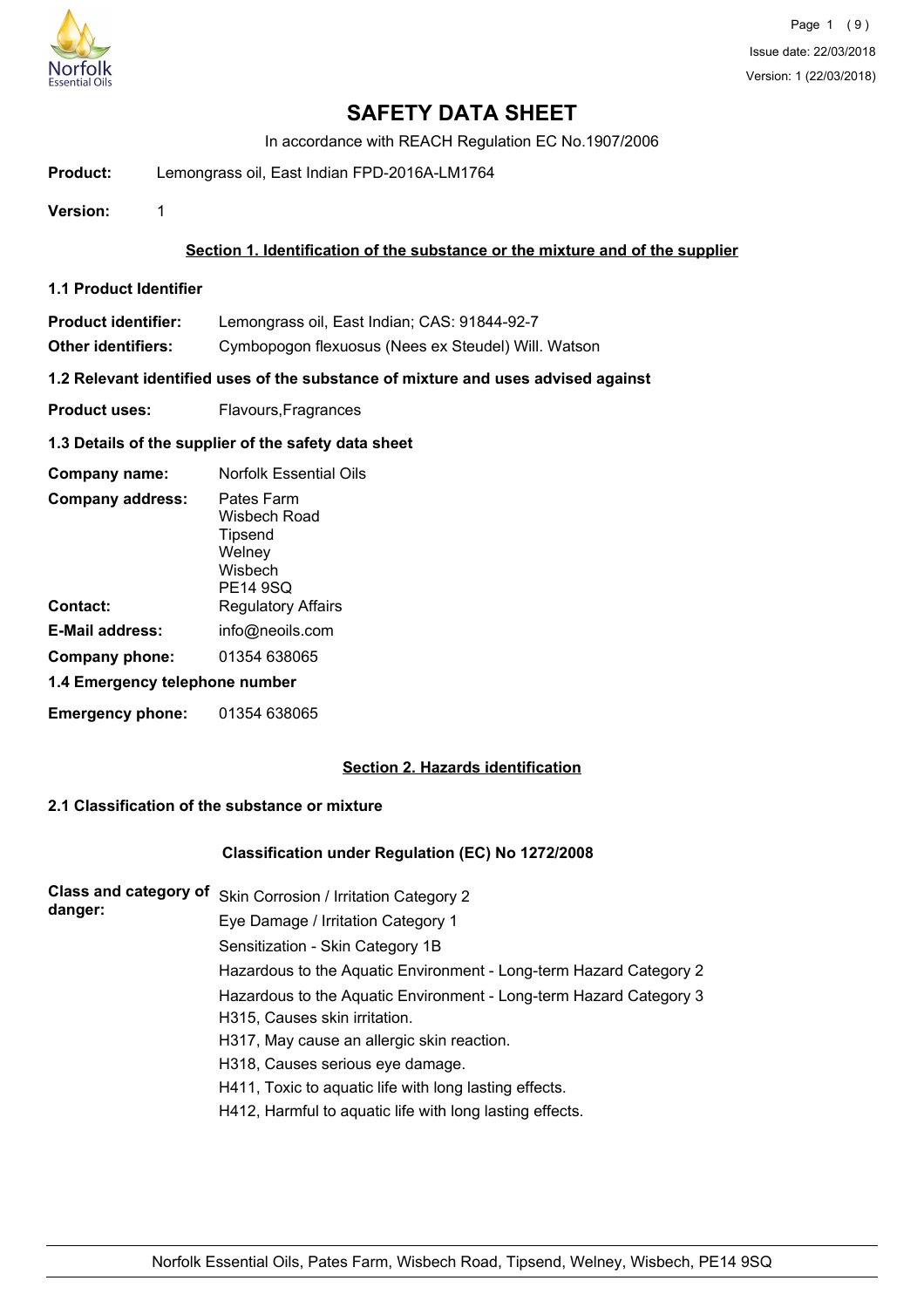# SAFETY DATA SHEET

In accordance with REACH Regulation EC No.1907/2006

**Product:** Lemongrass oil, East Indian FPD-2016A-LM1764

**Version:** 1

## Section 1. Identification of the substance or the mixture and of the supplier

### 1.1 Product Identifier

**Product identifier:** Lemongrass oil, East Indian; CAS: 91844-92-7

**Other identifiers:** Cymbopogon flexuosus (Nees ex Steudel) Will. Watson

### 1.2 Relevant identified uses of the substance of mixture and uses advised against

**Product uses:** Flavours,Fragrances

### 1.3 Details of the supplier of the safety data sheet

**Company name:** Norfolk Essential Oils

**Company address:** Pates Farm
Wisbech Road
Tipsend
Welney
Wisbech
PE14 9SQ

**Contact:** Regulatory Affairs

**E-Mail address:** info@neoils.com

**Company phone:** 01354 638065

### 1.4 Emergency telephone number

**Emergency phone:** 01354 638065

## Section 2. Hazards identification

### 2.1 Classification of the substance or mixture

#### Classification under Regulation (EC) No 1272/2008

**Class and category of danger:**

Skin Corrosion / Irritation Category 2
Eye Damage / Irritation Category 1
Sensitization - Skin Category 1B
Hazardous to the Aquatic Environment - Long-term Hazard Category 2
Hazardous to the Aquatic Environment - Long-term Hazard Category 3
H315, Causes skin irritation.
H317, May cause an allergic skin reaction.
H318, Causes serious eye damage.
H411, Toxic to aquatic life with long lasting effects.
H412, Harmful to aquatic life with long lasting effects.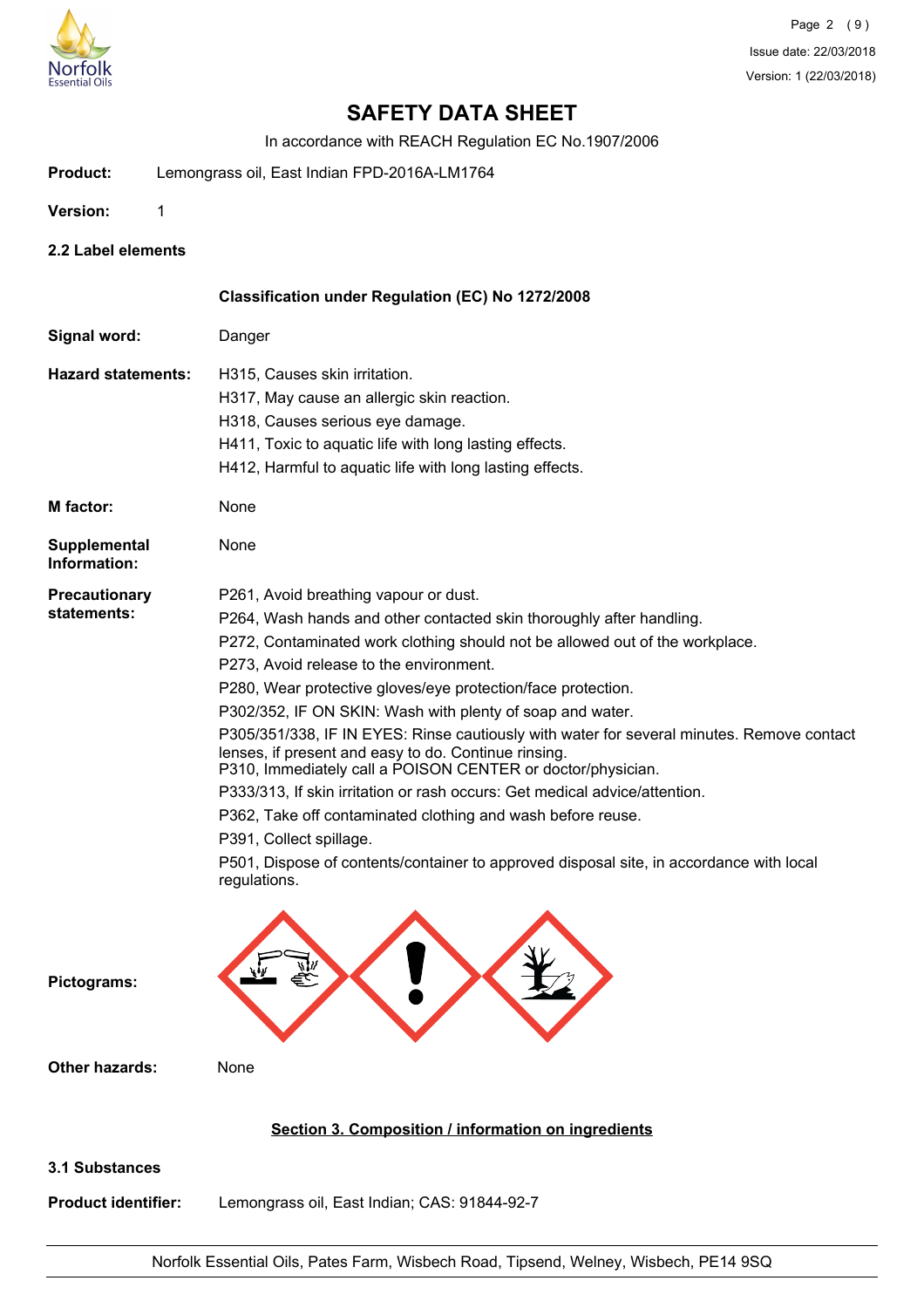# SAFETY DATA SHEET

In accordance with REACH Regulation EC No.1907/2006

**Product:** Lemongrass oil, East Indian FPD-2016A-LM1764

**Version:** 1

### 2.2 Label elements

**Classification under Regulation (EC) No 1272/2008**

**Signal word:** Danger

**Hazard statements:**
H315, Causes skin irritation.
H317, May cause an allergic skin reaction.
H318, Causes serious eye damage.
H411, Toxic to aquatic life with long lasting effects.
H412, Harmful to aquatic life with long lasting effects.

**M factor:** None

**Supplemental Information:** None

**Precautionary statements:**
P261, Avoid breathing vapour or dust.
P264, Wash hands and other contacted skin thoroughly after handling.
P272, Contaminated work clothing should not be allowed out of the workplace.
P273, Avoid release to the environment.
P280, Wear protective gloves/eye protection/face protection.
P302/352, IF ON SKIN: Wash with plenty of soap and water.
P305/351/338, IF IN EYES: Rinse cautiously with water for several minutes. Remove contact lenses, if present and easy to do. Continue rinsing.
P310, Immediately call a POISON CENTER or doctor/physician.
P333/313, If skin irritation or rash occurs: Get medical advice/attention.
P362, Take off contaminated clothing and wash before reuse.
P391, Collect spillage.
P501, Dispose of contents/container to approved disposal site, in accordance with local regulations.

**Pictograms:**

**Other hazards:** None

## Section 3. Composition / information on ingredients

### 3.1 Substances

**Product identifier:** Lemongrass oil, East Indian; CAS: 91844-92-7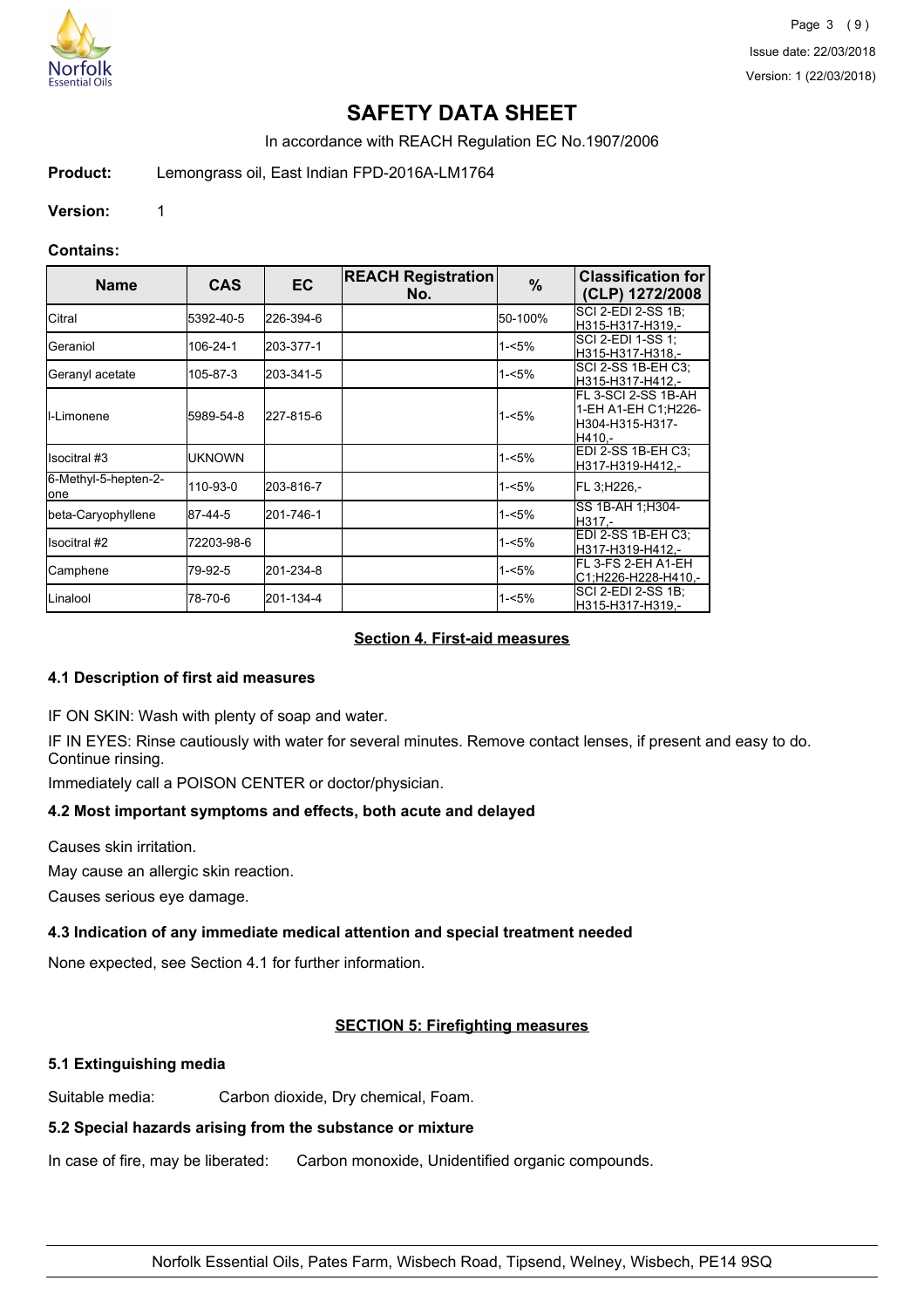# SAFETY DATA SHEET

In accordance with REACH Regulation EC No.1907/2006

**Product:** Lemongrass oil, East Indian FPD-2016A-LM1764

**Version:** 1

**Contains:**

| Name | CAS | EC | REACH Registration No. | % | Classification for (CLP) 1272/2008 |
|---|---|---|---|---|---|
| Citral | 5392-40-5 | 226-394-6 | | 50-100% | SCI 2-EDI 2-SS 1B;H315-H317-H319,- |
| Geraniol | 106-24-1 | 203-377-1 | | 1-<5% | SCI 2-EDI 1-SS 1;H315-H317-H318,- |
| Geranyl acetate | 105-87-3 | 203-341-5 | | 1-<5% | SCI 2-SS 1B-EH C3;H315-H317-H412,- |
| l-Limonene | 5989-54-8 | 227-815-6 | | 1-<5% | FL 3-SCI 2-SS 1B-AH 1-EH A1-EH C1;H226-H304-H315-H317-H410,- |
| Isocitral #3 | UKNOWN | | | 1-<5% | EDI 2-SS 1B-EH C3;H317-H319-H412,- |
| 6-Methyl-5-hepten-2-one | 110-93-0 | 203-816-7 | | 1-<5% | FL 3;H226,- |
| beta-Caryophyllene | 87-44-5 | 201-746-1 | | 1-<5% | SS 1B-AH 1;H304-H317,- |
| Isocitral #2 | 72203-98-6 | | | 1-<5% | EDI 2-SS 1B-EH C3;H317-H319-H412,- |
| Camphene | 79-92-5 | 201-234-8 | | 1-<5% | FL 3-FS 2-EH A1-EH C1;H226-H228-H410,- |
| Linalool | 78-70-6 | 201-134-4 | | 1-<5% | SCI 2-EDI 2-SS 1B;H315-H317-H319,- |

## Section 4. First-aid measures

### 4.1 Description of first aid measures

IF ON SKIN: Wash with plenty of soap and water.

IF IN EYES: Rinse cautiously with water for several minutes. Remove contact lenses, if present and easy to do. Continue rinsing.

Immediately call a POISON CENTER or doctor/physician.

### 4.2 Most important symptoms and effects, both acute and delayed

Causes skin irritation.

May cause an allergic skin reaction.

Causes serious eye damage.

### 4.3 Indication of any immediate medical attention and special treatment needed

None expected, see Section 4.1 for further information.

## SECTION 5: Firefighting measures

### 5.1 Extinguishing media

Suitable media: Carbon dioxide, Dry chemical, Foam.

### 5.2 Special hazards arising from the substance or mixture

In case of fire, may be liberated: Carbon monoxide, Unidentified organic compounds.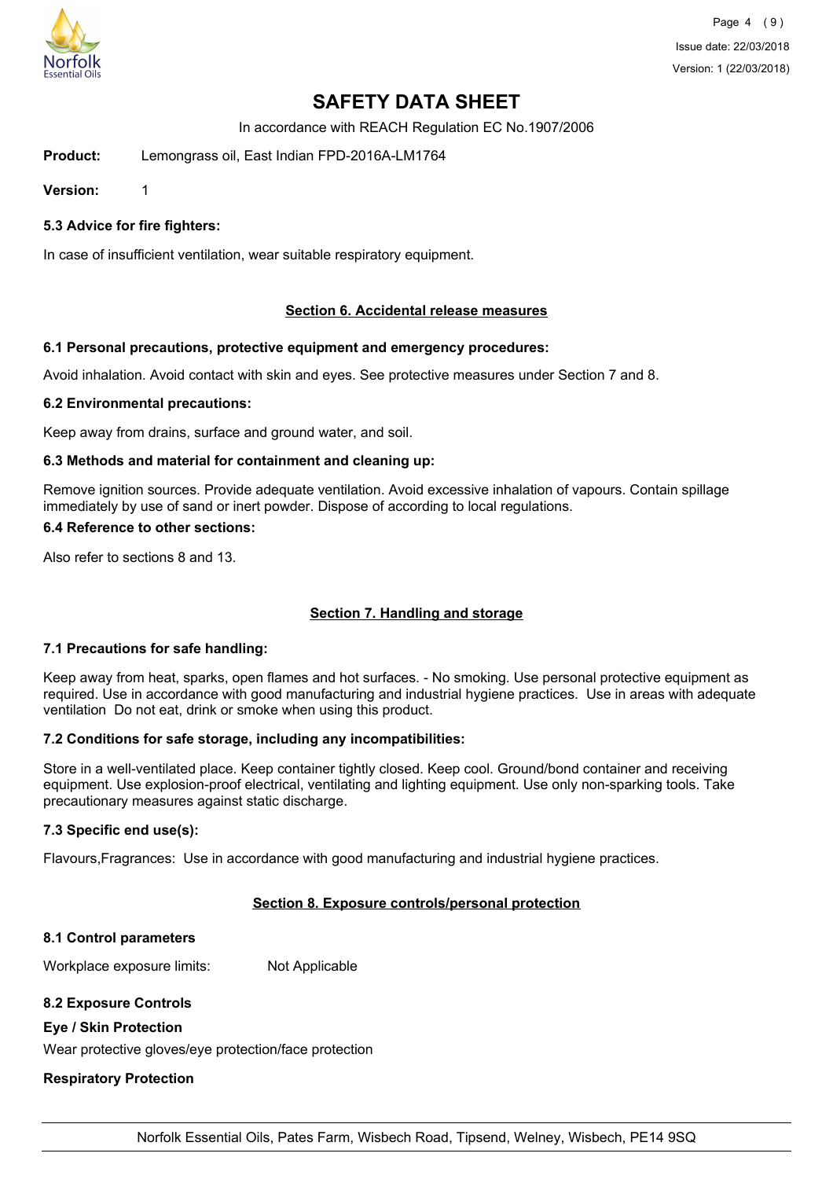# SAFETY DATA SHEET

In accordance with REACH Regulation EC No.1907/2006

**Product:** Lemongrass oil, East Indian FPD-2016A-LM1764

**Version:** 1

### 5.3 Advice for fire fighters:

In case of insufficient ventilation, wear suitable respiratory equipment.

## Section 6. Accidental release measures

### 6.1 Personal precautions, protective equipment and emergency procedures:

Avoid inhalation. Avoid contact with skin and eyes. See protective measures under Section 7 and 8.

### 6.2 Environmental precautions:

Keep away from drains, surface and ground water, and soil.

### 6.3 Methods and material for containment and cleaning up:

Remove ignition sources. Provide adequate ventilation. Avoid excessive inhalation of vapours. Contain spillage immediately by use of sand or inert powder. Dispose of according to local regulations.

### 6.4 Reference to other sections:

Also refer to sections 8 and 13.

## Section 7. Handling and storage

### 7.1 Precautions for safe handling:

Keep away from heat, sparks, open flames and hot surfaces. - No smoking. Use personal protective equipment as required. Use in accordance with good manufacturing and industrial hygiene practices. Use in areas with adequate ventilation Do not eat, drink or smoke when using this product.

### 7.2 Conditions for safe storage, including any incompatibilities:

Store in a well-ventilated place. Keep container tightly closed. Keep cool. Ground/bond container and receiving equipment. Use explosion-proof electrical, ventilating and lighting equipment. Use only non-sparking tools. Take precautionary measures against static discharge.

### 7.3 Specific end use(s):

Flavours,Fragrances: Use in accordance with good manufacturing and industrial hygiene practices.

## Section 8. Exposure controls/personal protection

### 8.1 Control parameters

Workplace exposure limits: Not Applicable

### 8.2 Exposure Controls

**Eye / Skin Protection**

Wear protective gloves/eye protection/face protection

**Respiratory Protection**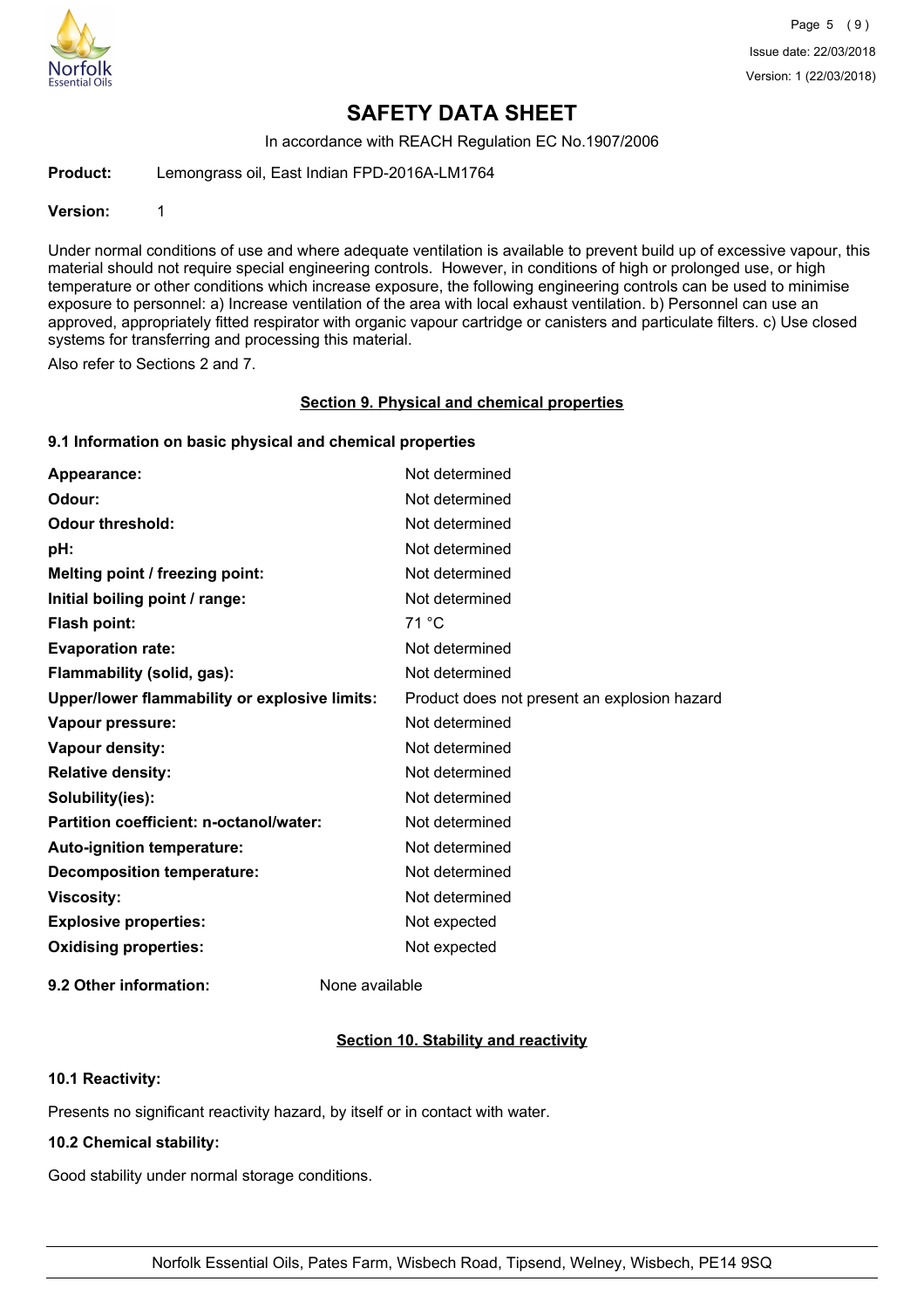# SAFETY DATA SHEET

In accordance with REACH Regulation EC No.1907/2006

**Product:** Lemongrass oil, East Indian FPD-2016A-LM1764

**Version:** 1

Under normal conditions of use and where adequate ventilation is available to prevent build up of excessive vapour, this material should not require special engineering controls. However, in conditions of high or prolonged use, or high temperature or other conditions which increase exposure, the following engineering controls can be used to minimise exposure to personnel: a) Increase ventilation of the area with local exhaust ventilation. b) Personnel can use an approved, appropriately fitted respirator with organic vapour cartridge or canisters and particulate filters. c) Use closed systems for transferring and processing this material.

Also refer to Sections 2 and 7.

## Section 9. Physical and chemical properties

### 9.1 Information on basic physical and chemical properties

| | |
|---|---|
| **Appearance:** | Not determined |
| **Odour:** | Not determined |
| **Odour threshold:** | Not determined |
| **pH:** | Not determined |
| **Melting point / freezing point:** | Not determined |
| **Initial boiling point / range:** | Not determined |
| **Flash point:** | 71 °C |
| **Evaporation rate:** | Not determined |
| **Flammability (solid, gas):** | Not determined |
| **Upper/lower flammability or explosive limits:** | Product does not present an explosion hazard |
| **Vapour pressure:** | Not determined |
| **Vapour density:** | Not determined |
| **Relative density:** | Not determined |
| **Solubility(ies):** | Not determined |
| **Partition coefficient: n-octanol/water:** | Not determined |
| **Auto-ignition temperature:** | Not determined |
| **Decomposition temperature:** | Not determined |
| **Viscosity:** | Not determined |
| **Explosive properties:** | Not expected |
| **Oxidising properties:** | Not expected |

**9.2 Other information:** None available

## Section 10. Stability and reactivity

### 10.1 Reactivity:

Presents no significant reactivity hazard, by itself or in contact with water.

### 10.2 Chemical stability:

Good stability under normal storage conditions.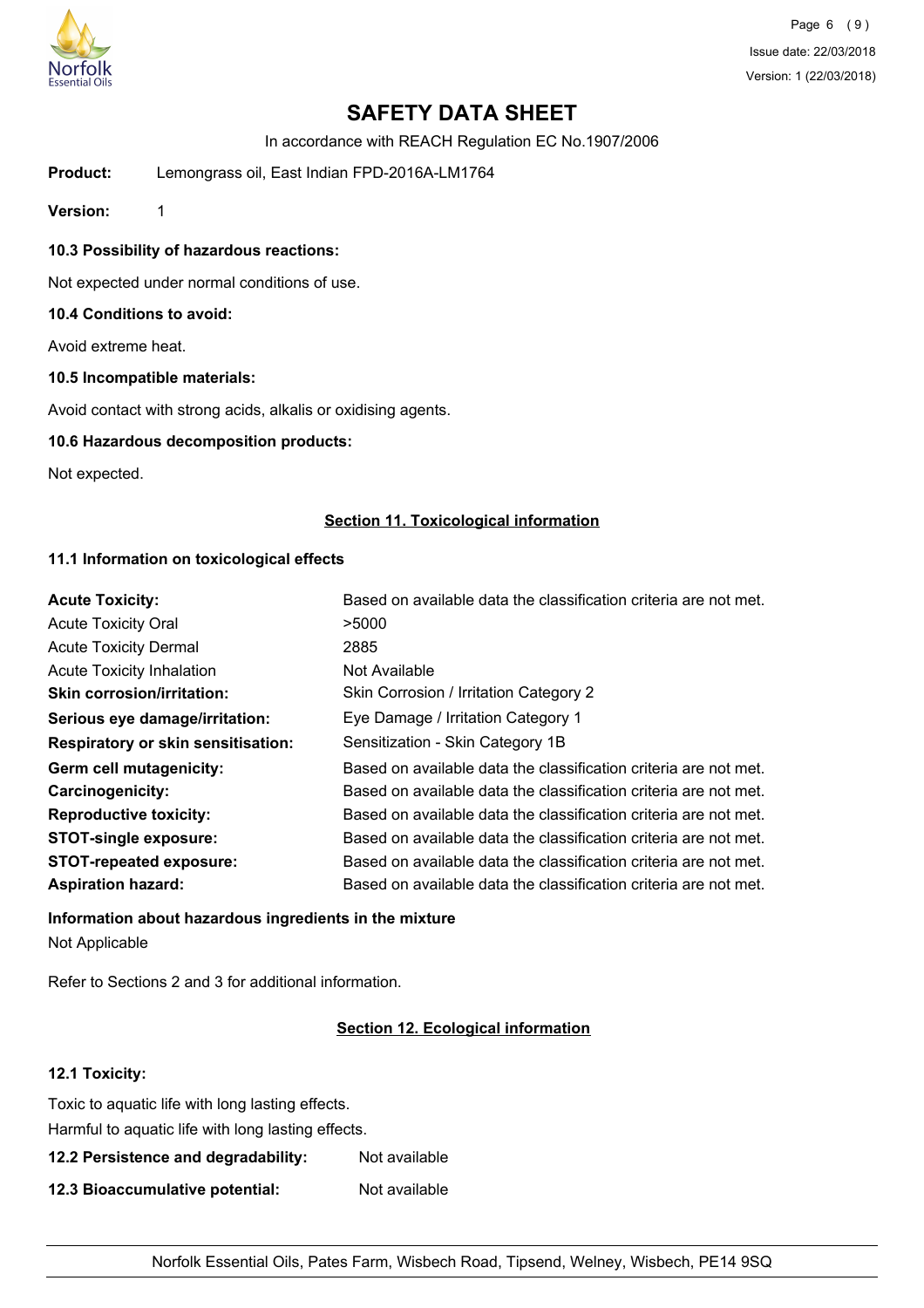# SAFETY DATA SHEET

In accordance with REACH Regulation EC No.1907/2006

**Product:** Lemongrass oil, East Indian FPD-2016A-LM1764

**Version:** 1

**10.3 Possibility of hazardous reactions:**

Not expected under normal conditions of use.

**10.4 Conditions to avoid:**

Avoid extreme heat.

**10.5 Incompatible materials:**

Avoid contact with strong acids, alkalis or oxidising agents.

**10.6 Hazardous decomposition products:**

Not expected.

## Section 11. Toxicological information

**11.1 Information on toxicological effects**

| | |
|---|---|
| **Acute Toxicity:** | Based on available data the classification criteria are not met. |
| Acute Toxicity Oral | >5000 |
| Acute Toxicity Dermal | 2885 |
| Acute Toxicity Inhalation | Not Available |
| **Skin corrosion/irritation:** | Skin Corrosion / Irritation Category 2 |
| **Serious eye damage/irritation:** | Eye Damage / Irritation Category 1 |
| **Respiratory or skin sensitisation:** | Sensitization - Skin Category 1B |
| **Germ cell mutagenicity:** | Based on available data the classification criteria are not met. |
| **Carcinogenicity:** | Based on available data the classification criteria are not met. |
| **Reproductive toxicity:** | Based on available data the classification criteria are not met. |
| **STOT-single exposure:** | Based on available data the classification criteria are not met. |
| **STOT-repeated exposure:** | Based on available data the classification criteria are not met. |
| **Aspiration hazard:** | Based on available data the classification criteria are not met. |

**Information about hazardous ingredients in the mixture**

Not Applicable

Refer to Sections 2 and 3 for additional information.

## Section 12. Ecological information

**12.1 Toxicity:**

Toxic to aquatic life with long lasting effects.

Harmful to aquatic life with long lasting effects.

**12.2 Persistence and degradability:** Not available

**12.3 Bioaccumulative potential:** Not available

Norfolk Essential Oils, Pates Farm, Wisbech Road, Tipsend, Welney, Wisbech, PE14 9SQ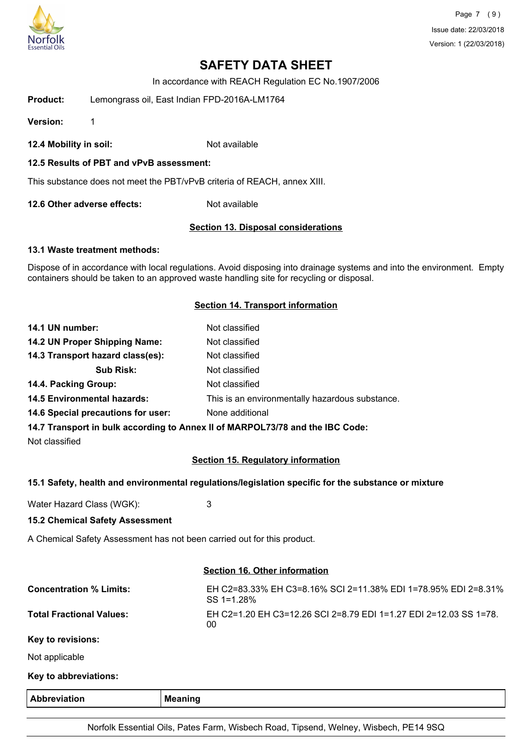# SAFETY DATA SHEET

In accordance with REACH Regulation EC No.1907/2006

**Product:** Lemongrass oil, East Indian FPD-2016A-LM1764

**Version:** 1

**12.4 Mobility in soil:** Not available

**12.5 Results of PBT and vPvB assessment:**

This substance does not meet the PBT/vPvB criteria of REACH, annex XIII.

**12.6 Other adverse effects:** Not available

## Section 13. Disposal considerations

**13.1 Waste treatment methods:**

Dispose of in accordance with local regulations. Avoid disposing into drainage systems and into the environment. Empty containers should be taken to an approved waste handling site for recycling or disposal.

## Section 14. Transport information

**14.1 UN number:** Not classified

**14.2 UN Proper Shipping Name:** Not classified

**14.3 Transport hazard class(es):** Not classified

**Sub Risk:** Not classified

**14.4. Packing Group:** Not classified

**14.5 Environmental hazards:** This is an environmentally hazardous substance.

**14.6 Special precautions for user:** None additional

**14.7 Transport in bulk according to Annex II of MARPOL73/78 and the IBC Code:**

Not classified

## Section 15. Regulatory information

**15.1 Safety, health and environmental regulations/legislation specific for the substance or mixture**

Water Hazard Class (WGK): 3

**15.2 Chemical Safety Assessment**

A Chemical Safety Assessment has not been carried out for this product.

## Section 16. Other information

**Concentration % Limits:** EH C2=83.33% EH C3=8.16% SCI 2=11.38% EDI 1=78.95% EDI 2=8.31% SS 1=1.28%

**Total Fractional Values:** EH C2=1.20 EH C3=12.26 SCI 2=8.79 EDI 1=1.27 EDI 2=12.03 SS 1=78.00

**Key to revisions:**

Not applicable

**Key to abbreviations:**

| Abbreviation | Meaning |
|---|---|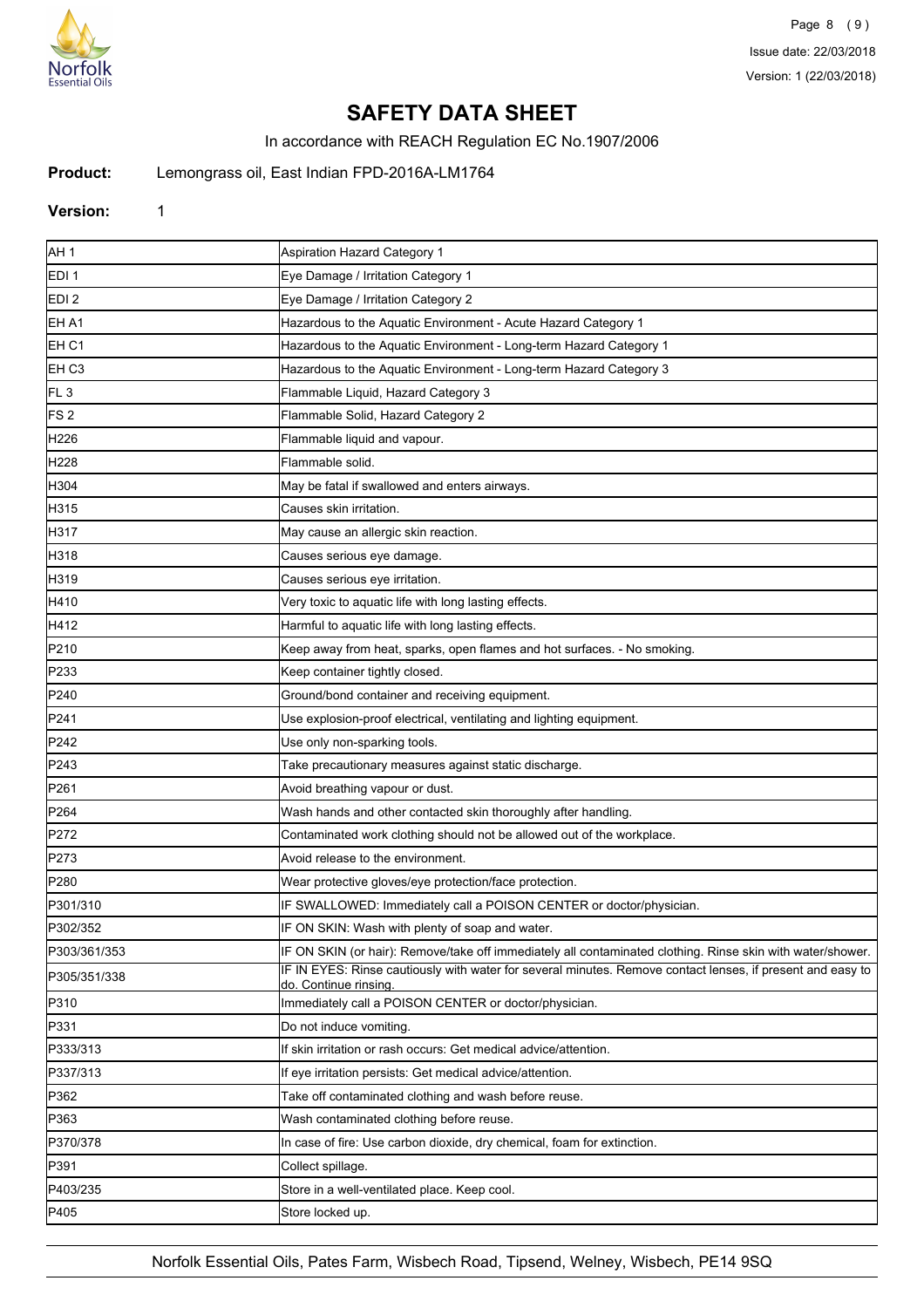# SAFETY DATA SHEET

In accordance with REACH Regulation EC No.1907/2006

**Product:** Lemongrass oil, East Indian FPD-2016A-LM1764

**Version:** 1

| | |
|---|---|
| AH 1 | Aspiration Hazard Category 1 |
| EDI 1 | Eye Damage / Irritation Category 1 |
| EDI 2 | Eye Damage / Irritation Category 2 |
| EH A1 | Hazardous to the Aquatic Environment - Acute Hazard Category 1 |
| EH C1 | Hazardous to the Aquatic Environment - Long-term Hazard Category 1 |
| EH C3 | Hazardous to the Aquatic Environment - Long-term Hazard Category 3 |
| FL 3 | Flammable Liquid, Hazard Category 3 |
| FS 2 | Flammable Solid, Hazard Category 2 |
| H226 | Flammable liquid and vapour. |
| H228 | Flammable solid. |
| H304 | May be fatal if swallowed and enters airways. |
| H315 | Causes skin irritation. |
| H317 | May cause an allergic skin reaction. |
| H318 | Causes serious eye damage. |
| H319 | Causes serious eye irritation. |
| H410 | Very toxic to aquatic life with long lasting effects. |
| H412 | Harmful to aquatic life with long lasting effects. |
| P210 | Keep away from heat, sparks, open flames and hot surfaces. - No smoking. |
| P233 | Keep container tightly closed. |
| P240 | Ground/bond container and receiving equipment. |
| P241 | Use explosion-proof electrical, ventilating and lighting equipment. |
| P242 | Use only non-sparking tools. |
| P243 | Take precautionary measures against static discharge. |
| P261 | Avoid breathing vapour or dust. |
| P264 | Wash hands and other contacted skin thoroughly after handling. |
| P272 | Contaminated work clothing should not be allowed out of the workplace. |
| P273 | Avoid release to the environment. |
| P280 | Wear protective gloves/eye protection/face protection. |
| P301/310 | IF SWALLOWED: Immediately call a POISON CENTER or doctor/physician. |
| P302/352 | IF ON SKIN: Wash with plenty of soap and water. |
| P303/361/353 | IF ON SKIN (or hair): Remove/take off immediately all contaminated clothing. Rinse skin with water/shower. |
| P305/351/338 | IF IN EYES: Rinse cautiously with water for several minutes. Remove contact lenses, if present and easy to do. Continue rinsing. |
| P310 | Immediately call a POISON CENTER or doctor/physician. |
| P331 | Do not induce vomiting. |
| P333/313 | If skin irritation or rash occurs: Get medical advice/attention. |
| P337/313 | If eye irritation persists: Get medical advice/attention. |
| P362 | Take off contaminated clothing and wash before reuse. |
| P363 | Wash contaminated clothing before reuse. |
| P370/378 | In case of fire: Use carbon dioxide, dry chemical, foam for extinction. |
| P391 | Collect spillage. |
| P403/235 | Store in a well-ventilated place. Keep cool. |
| P405 | Store locked up. |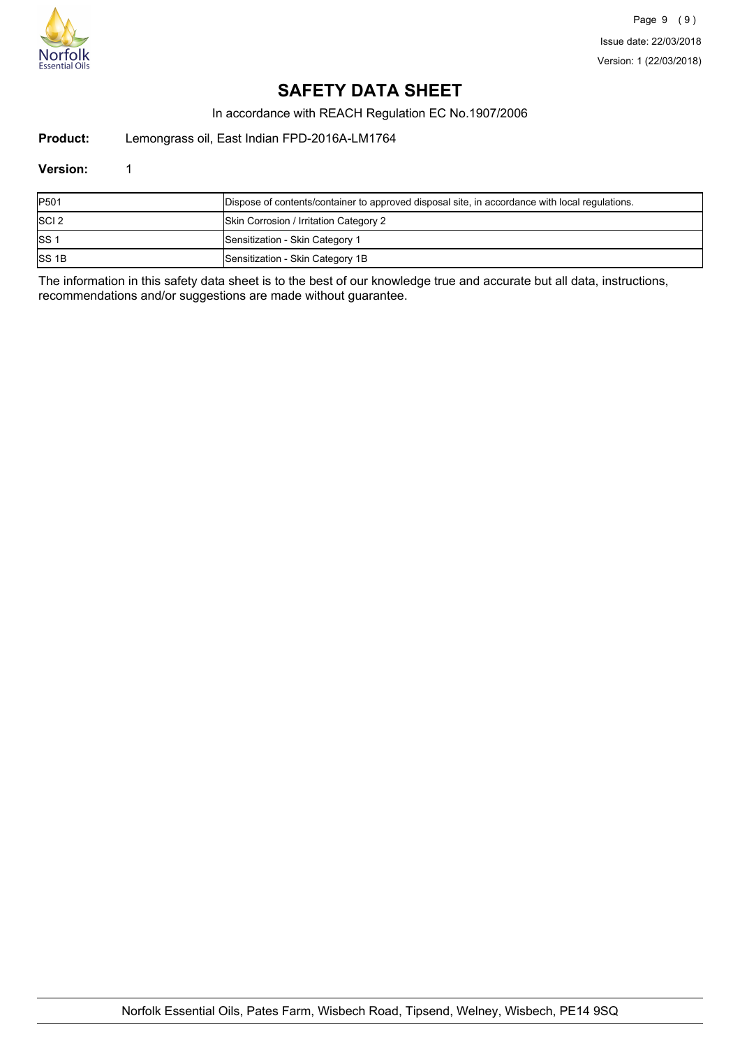# SAFETY DATA SHEET

In accordance with REACH Regulation EC No.1907/2006

**Product:** Lemongrass oil, East Indian FPD-2016A-LM1764

**Version:** 1

| | |
|---|---|
| P501 | Dispose of contents/container to approved disposal site, in accordance with local regulations. |
| SCI 2 | Skin Corrosion / Irritation Category 2 |
| SS 1 | Sensitization - Skin Category 1 |
| SS 1B | Sensitization - Skin Category 1B |

The information in this safety data sheet is to the best of our knowledge true and accurate but all data, instructions, recommendations and/or suggestions are made without guarantee.